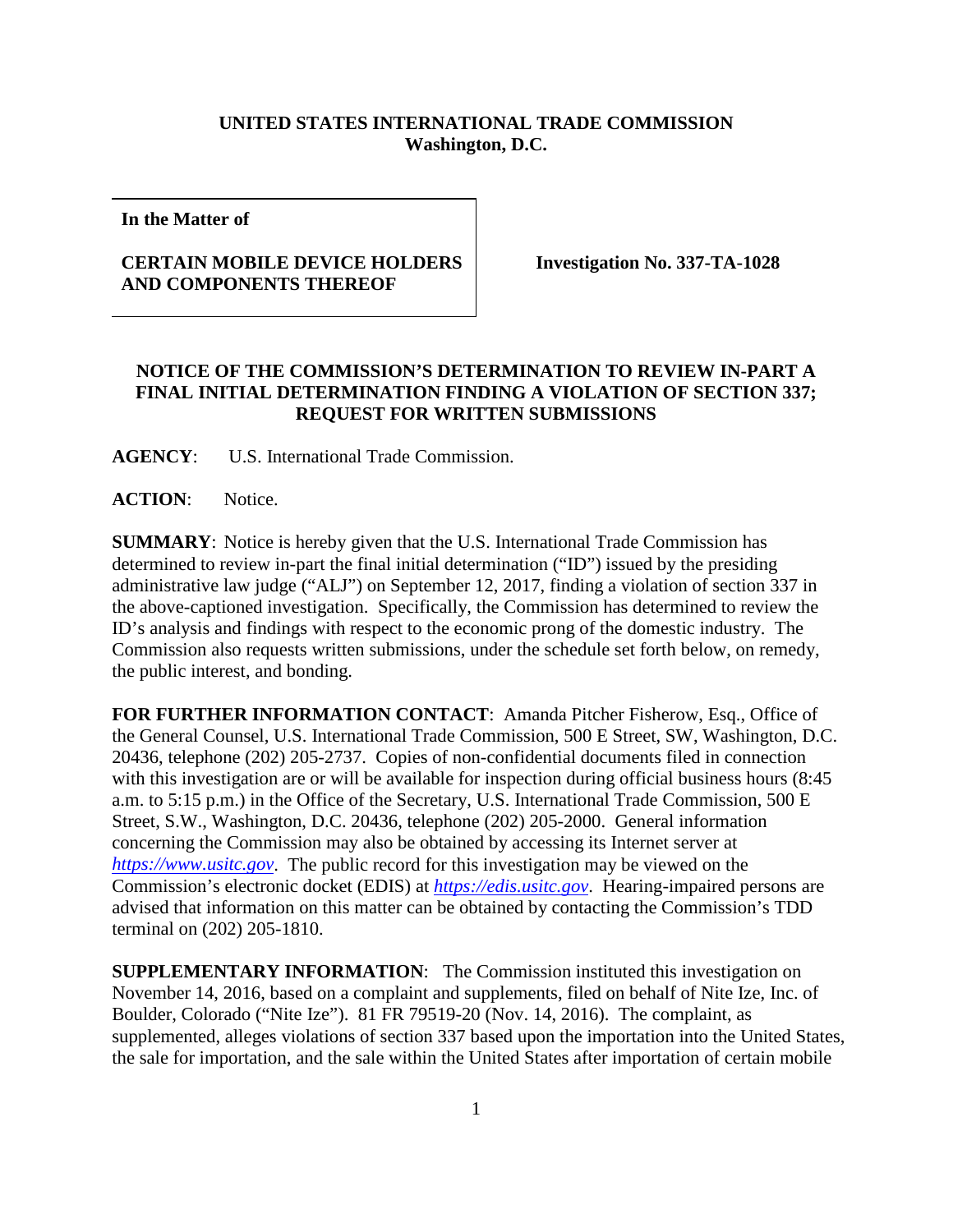**UNITED STATES INTERNATIONAL TRADE COMMISSION**
**Washington, D.C.**

| **In the Matter of**<br><br>**CERTAIN MOBILE DEVICE HOLDERS AND COMPONENTS THEREOF** | **Investigation No. 337-TA-1028** |
|---|---|

**NOTICE OF THE COMMISSION'S DETERMINATION TO REVIEW IN-PART A FINAL INITIAL DETERMINATION FINDING A VIOLATION OF SECTION 337; REQUEST FOR WRITTEN SUBMISSIONS**

**AGENCY**: U.S. International Trade Commission.

**ACTION**: Notice.

**SUMMARY**: Notice is hereby given that the U.S. International Trade Commission has determined to review in-part the final initial determination ("ID") issued by the presiding administrative law judge ("ALJ") on September 12, 2017, finding a violation of section 337 in the above-captioned investigation. Specifically, the Commission has determined to review the ID's analysis and findings with respect to the economic prong of the domestic industry. The Commission also requests written submissions, under the schedule set forth below, on remedy, the public interest, and bonding.

**FOR FURTHER INFORMATION CONTACT**: Amanda Pitcher Fisherow, Esq., Office of the General Counsel, U.S. International Trade Commission, 500 E Street, SW, Washington, D.C. 20436, telephone (202) 205-2737. Copies of non-confidential documents filed in connection with this investigation are or will be available for inspection during official business hours (8:45 a.m. to 5:15 p.m.) in the Office of the Secretary, U.S. International Trade Commission, 500 E Street, S.W., Washington, D.C. 20436, telephone (202) 205-2000. General information concerning the Commission may also be obtained by accessing its Internet server at *https://www.usitc.gov*. The public record for this investigation may be viewed on the Commission's electronic docket (EDIS) at *https://edis.usitc.gov*. Hearing-impaired persons are advised that information on this matter can be obtained by contacting the Commission's TDD terminal on (202) 205-1810.

**SUPPLEMENTARY INFORMATION**: The Commission instituted this investigation on November 14, 2016, based on a complaint and supplements, filed on behalf of Nite Ize, Inc. of Boulder, Colorado ("Nite Ize"). 81 FR 79519-20 (Nov. 14, 2016). The complaint, as supplemented, alleges violations of section 337 based upon the importation into the United States, the sale for importation, and the sale within the United States after importation of certain mobile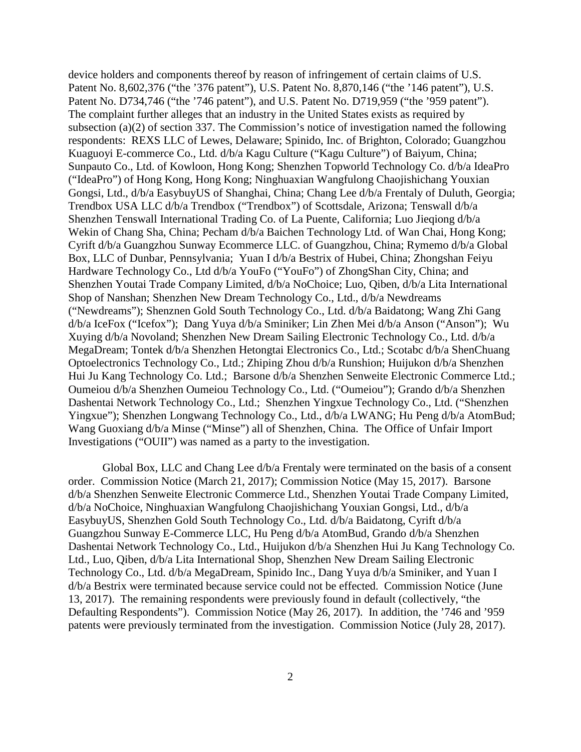device holders and components thereof by reason of infringement of certain claims of U.S. Patent No. 8,602,376 ("the '376 patent"), U.S. Patent No. 8,870,146 ("the '146 patent"), U.S. Patent No. D734,746 ("the '746 patent"), and U.S. Patent No. D719,959 ("the '959 patent"). The complaint further alleges that an industry in the United States exists as required by subsection (a)(2) of section 337. The Commission's notice of investigation named the following respondents: REXS LLC of Lewes, Delaware; Spinido, Inc. of Brighton, Colorado; Guangzhou Kuaguoyi E-commerce Co., Ltd. d/b/a Kagu Culture ("Kagu Culture") of Baiyum, China; Sunpauto Co., Ltd. of Kowloon, Hong Kong; Shenzhen Topworld Technology Co. d/b/a IdeaPro ("IdeaPro") of Hong Kong, Hong Kong; Ninghuaxian Wangfulong Chaojishichang Youxian Gongsi, Ltd., d/b/a EasybuyUS of Shanghai, China; Chang Lee d/b/a Frentaly of Duluth, Georgia; Trendbox USA LLC d/b/a Trendbox ("Trendbox") of Scottsdale, Arizona; Tenswall d/b/a Shenzhen Tenswall International Trading Co. of La Puente, California; Luo Jieqiong d/b/a Wekin of Chang Sha, China; Pecham d/b/a Baichen Technology Ltd. of Wan Chai, Hong Kong; Cyrift d/b/a Guangzhou Sunway Ecommerce LLC. of Guangzhou, China; Rymemo d/b/a Global Box, LLC of Dunbar, Pennsylvania; Yuan I d/b/a Bestrix of Hubei, China; Zhongshan Feiyu Hardware Technology Co., Ltd d/b/a YouFo ("YouFo") of ZhongShan City, China; and Shenzhen Youtai Trade Company Limited, d/b/a NoChoice; Luo, Qiben, d/b/a Lita International Shop of Nanshan; Shenzhen New Dream Technology Co., Ltd., d/b/a Newdreams ("Newdreams"); Shenznen Gold South Technology Co., Ltd. d/b/a Baidatong; Wang Zhi Gang d/b/a IceFox ("Icefox"); Dang Yuya d/b/a Sminiker; Lin Zhen Mei d/b/a Anson ("Anson"); Wu Xuying d/b/a Novoland; Shenzhen New Dream Sailing Electronic Technology Co., Ltd. d/b/a MegaDream; Tontek d/b/a Shenzhen Hetongtai Electronics Co., Ltd.; Scotabc d/b/a ShenChuang Optoelectronics Technology Co., Ltd.; Zhiping Zhou d/b/a Runshion; Huijukon d/b/a Shenzhen Hui Ju Kang Technology Co. Ltd.; Barsone d/b/a Shenzhen Senweite Electronic Commerce Ltd.; Oumeiou d/b/a Shenzhen Oumeiou Technology Co., Ltd. ("Oumeiou"); Grando d/b/a Shenzhen Dashentai Network Technology Co., Ltd.; Shenzhen Yingxue Technology Co., Ltd. ("Shenzhen Yingxue"); Shenzhen Longwang Technology Co., Ltd., d/b/a LWANG; Hu Peng d/b/a AtomBud; Wang Guoxiang d/b/a Minse ("Minse") all of Shenzhen, China. The Office of Unfair Import Investigations ("OUII") was named as a party to the investigation.

Global Box, LLC and Chang Lee d/b/a Frentaly were terminated on the basis of a consent order. Commission Notice (March 21, 2017); Commission Notice (May 15, 2017). Barsone d/b/a Shenzhen Senweite Electronic Commerce Ltd., Shenzhen Youtai Trade Company Limited, d/b/a NoChoice, Ninghuaxian Wangfulong Chaojishichang Youxian Gongsi, Ltd., d/b/a EasybuyUS, Shenzhen Gold South Technology Co., Ltd. d/b/a Baidatong, Cyrift d/b/a Guangzhou Sunway E-Commerce LLC, Hu Peng d/b/a AtomBud, Grando d/b/a Shenzhen Dashentai Network Technology Co., Ltd., Huijukon d/b/a Shenzhen Hui Ju Kang Technology Co. Ltd., Luo, Qiben, d/b/a Lita International Shop, Shenzhen New Dream Sailing Electronic Technology Co., Ltd. d/b/a MegaDream, Spinido Inc., Dang Yuya d/b/a Sminiker, and Yuan I d/b/a Bestrix were terminated because service could not be effected. Commission Notice (June 13, 2017). The remaining respondents were previously found in default (collectively, "the Defaulting Respondents"). Commission Notice (May 26, 2017). In addition, the '746 and '959 patents were previously terminated from the investigation. Commission Notice (July 28, 2017).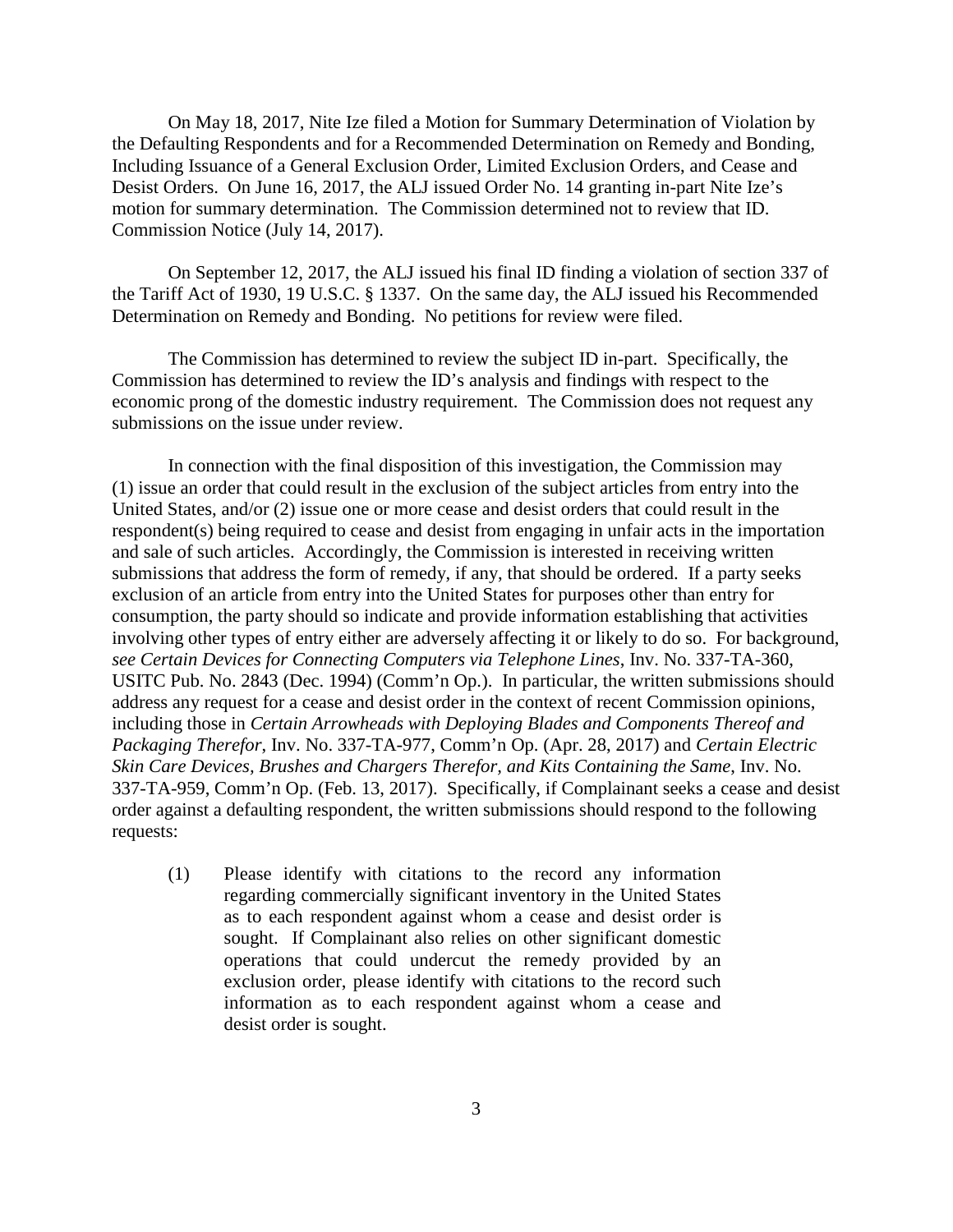On May 18, 2017, Nite Ize filed a Motion for Summary Determination of Violation by the Defaulting Respondents and for a Recommended Determination on Remedy and Bonding, Including Issuance of a General Exclusion Order, Limited Exclusion Orders, and Cease and Desist Orders. On June 16, 2017, the ALJ issued Order No. 14 granting in-part Nite Ize's motion for summary determination. The Commission determined not to review that ID. Commission Notice (July 14, 2017).

On September 12, 2017, the ALJ issued his final ID finding a violation of section 337 of the Tariff Act of 1930, 19 U.S.C. § 1337. On the same day, the ALJ issued his Recommended Determination on Remedy and Bonding. No petitions for review were filed.

The Commission has determined to review the subject ID in-part. Specifically, the Commission has determined to review the ID's analysis and findings with respect to the economic prong of the domestic industry requirement. The Commission does not request any submissions on the issue under review.

In connection with the final disposition of this investigation, the Commission may (1) issue an order that could result in the exclusion of the subject articles from entry into the United States, and/or (2) issue one or more cease and desist orders that could result in the respondent(s) being required to cease and desist from engaging in unfair acts in the importation and sale of such articles. Accordingly, the Commission is interested in receiving written submissions that address the form of remedy, if any, that should be ordered. If a party seeks exclusion of an article from entry into the United States for purposes other than entry for consumption, the party should so indicate and provide information establishing that activities involving other types of entry either are adversely affecting it or likely to do so. For background, *see Certain Devices for Connecting Computers via Telephone Lines*, Inv. No. 337-TA-360, USITC Pub. No. 2843 (Dec. 1994) (Comm'n Op.). In particular, the written submissions should address any request for a cease and desist order in the context of recent Commission opinions, including those in *Certain Arrowheads with Deploying Blades and Components Thereof and Packaging Therefor*, Inv. No. 337-TA-977, Comm'n Op. (Apr. 28, 2017) and *Certain Electric Skin Care Devices, Brushes and Chargers Therefor, and Kits Containing the Same*, Inv. No. 337-TA-959, Comm'n Op. (Feb. 13, 2017). Specifically, if Complainant seeks a cease and desist order against a defaulting respondent, the written submissions should respond to the following requests:

(1) Please identify with citations to the record any information regarding commercially significant inventory in the United States as to each respondent against whom a cease and desist order is sought. If Complainant also relies on other significant domestic operations that could undercut the remedy provided by an exclusion order, please identify with citations to the record such information as to each respondent against whom a cease and desist order is sought.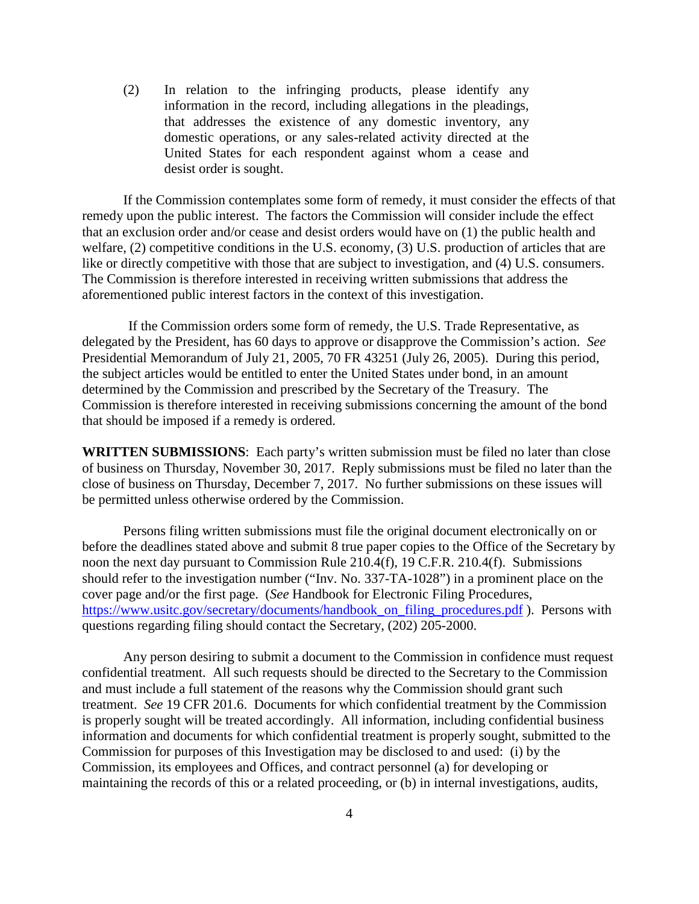(2) In relation to the infringing products, please identify any information in the record, including allegations in the pleadings, that addresses the existence of any domestic inventory, any domestic operations, or any sales-related activity directed at the United States for each respondent against whom a cease and desist order is sought.

If the Commission contemplates some form of remedy, it must consider the effects of that remedy upon the public interest. The factors the Commission will consider include the effect that an exclusion order and/or cease and desist orders would have on (1) the public health and welfare, (2) competitive conditions in the U.S. economy, (3) U.S. production of articles that are like or directly competitive with those that are subject to investigation, and (4) U.S. consumers. The Commission is therefore interested in receiving written submissions that address the aforementioned public interest factors in the context of this investigation.

If the Commission orders some form of remedy, the U.S. Trade Representative, as delegated by the President, has 60 days to approve or disapprove the Commission's action. *See* Presidential Memorandum of July 21, 2005, 70 FR 43251 (July 26, 2005). During this period, the subject articles would be entitled to enter the United States under bond, in an amount determined by the Commission and prescribed by the Secretary of the Treasury. The Commission is therefore interested in receiving submissions concerning the amount of the bond that should be imposed if a remedy is ordered.

**WRITTEN SUBMISSIONS**: Each party's written submission must be filed no later than close of business on Thursday, November 30, 2017. Reply submissions must be filed no later than the close of business on Thursday, December 7, 2017. No further submissions on these issues will be permitted unless otherwise ordered by the Commission.

Persons filing written submissions must file the original document electronically on or before the deadlines stated above and submit 8 true paper copies to the Office of the Secretary by noon the next day pursuant to Commission Rule 210.4(f), 19 C.F.R. 210.4(f). Submissions should refer to the investigation number ("Inv. No. 337-TA-1028") in a prominent place on the cover page and/or the first page. (*See* Handbook for Electronic Filing Procedures, [https://www.usitc.gov/secretary/documents/handbook_on_filing_procedures.pdf](https://www.usitc.gov/secretary/documents/handbook_on_filing_procedures.pdf) ). Persons with questions regarding filing should contact the Secretary, (202) 205-2000.

Any person desiring to submit a document to the Commission in confidence must request confidential treatment. All such requests should be directed to the Secretary to the Commission and must include a full statement of the reasons why the Commission should grant such treatment. *See* 19 CFR 201.6. Documents for which confidential treatment by the Commission is properly sought will be treated accordingly. All information, including confidential business information and documents for which confidential treatment is properly sought, submitted to the Commission for purposes of this Investigation may be disclosed to and used: (i) by the Commission, its employees and Offices, and contract personnel (a) for developing or maintaining the records of this or a related proceeding, or (b) in internal investigations, audits,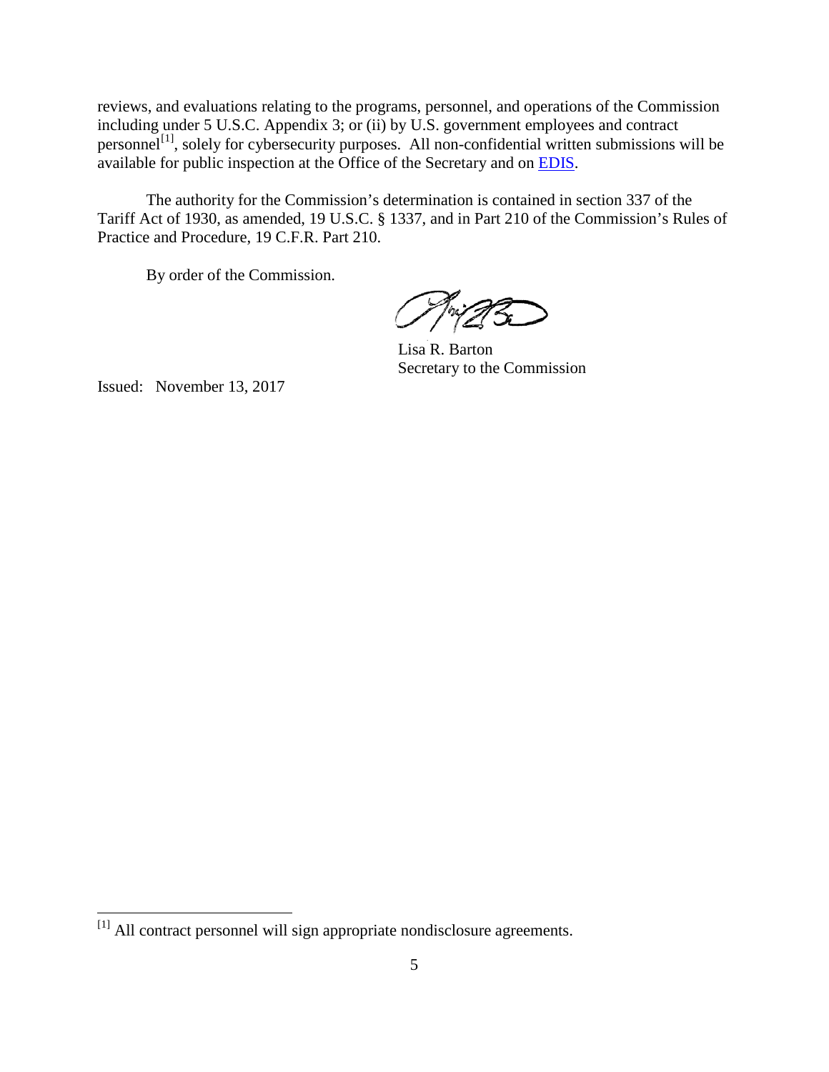reviews, and evaluations relating to the programs, personnel, and operations of the Commission including under 5 U.S.C. Appendix 3; or (ii) by U.S. government employees and contract personnel[1], solely for cybersecurity purposes. All non-confidential written submissions will be available for public inspection at the Office of the Secretary and on EDIS.

The authority for the Commission's determination is contained in section 337 of the Tariff Act of 1930, as amended, 19 U.S.C. § 1337, and in Part 210 of the Commission's Rules of Practice and Procedure, 19 C.F.R. Part 210.

By order of the Commission.

Lisa R. Barton
Secretary to the Commission

Issued: November 13, 2017

---

[1] All contract personnel will sign appropriate nondisclosure agreements.